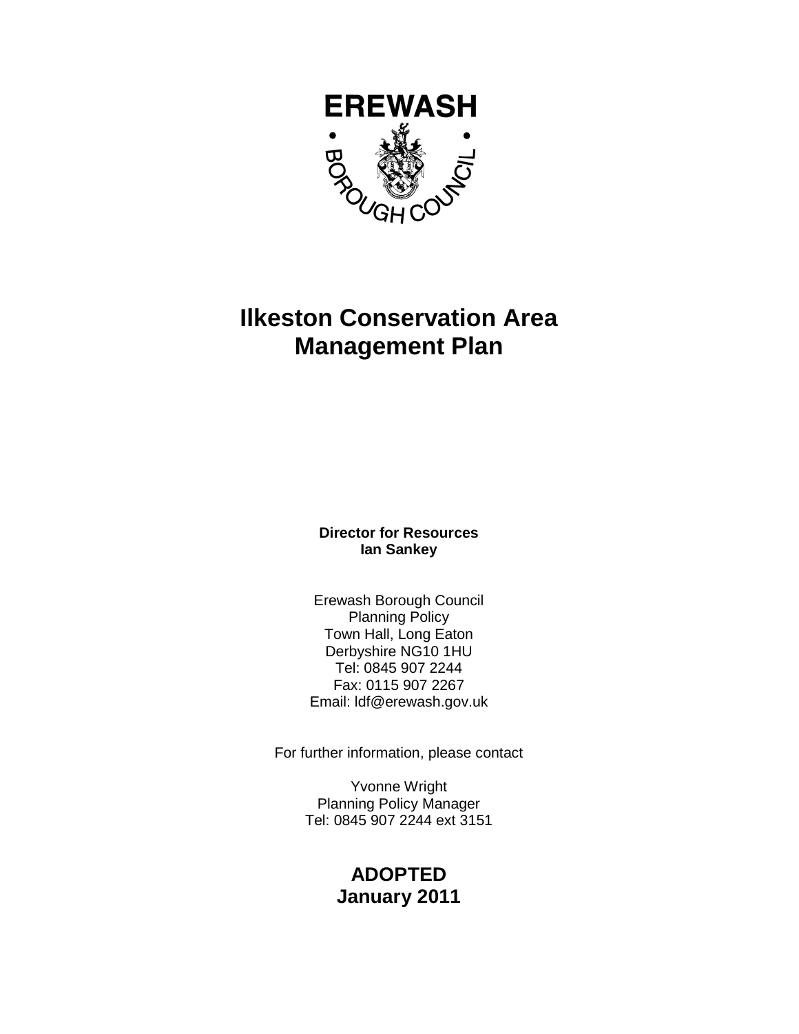EREWASH BOROUGH COUNCIL

# Ilkeston Conservation Area Management Plan

**Director for Resources**
**Ian Sankey**

Erewash Borough Council
Planning Policy
Town Hall, Long Eaton
Derbyshire NG10 1HU
Tel: 0845 907 2244
Fax: 0115 907 2267
Email: ldf@erewash.gov.uk

For further information, please contact

Yvonne Wright
Planning Policy Manager
Tel: 0845 907 2244 ext 3151

**ADOPTED**
**January 2011**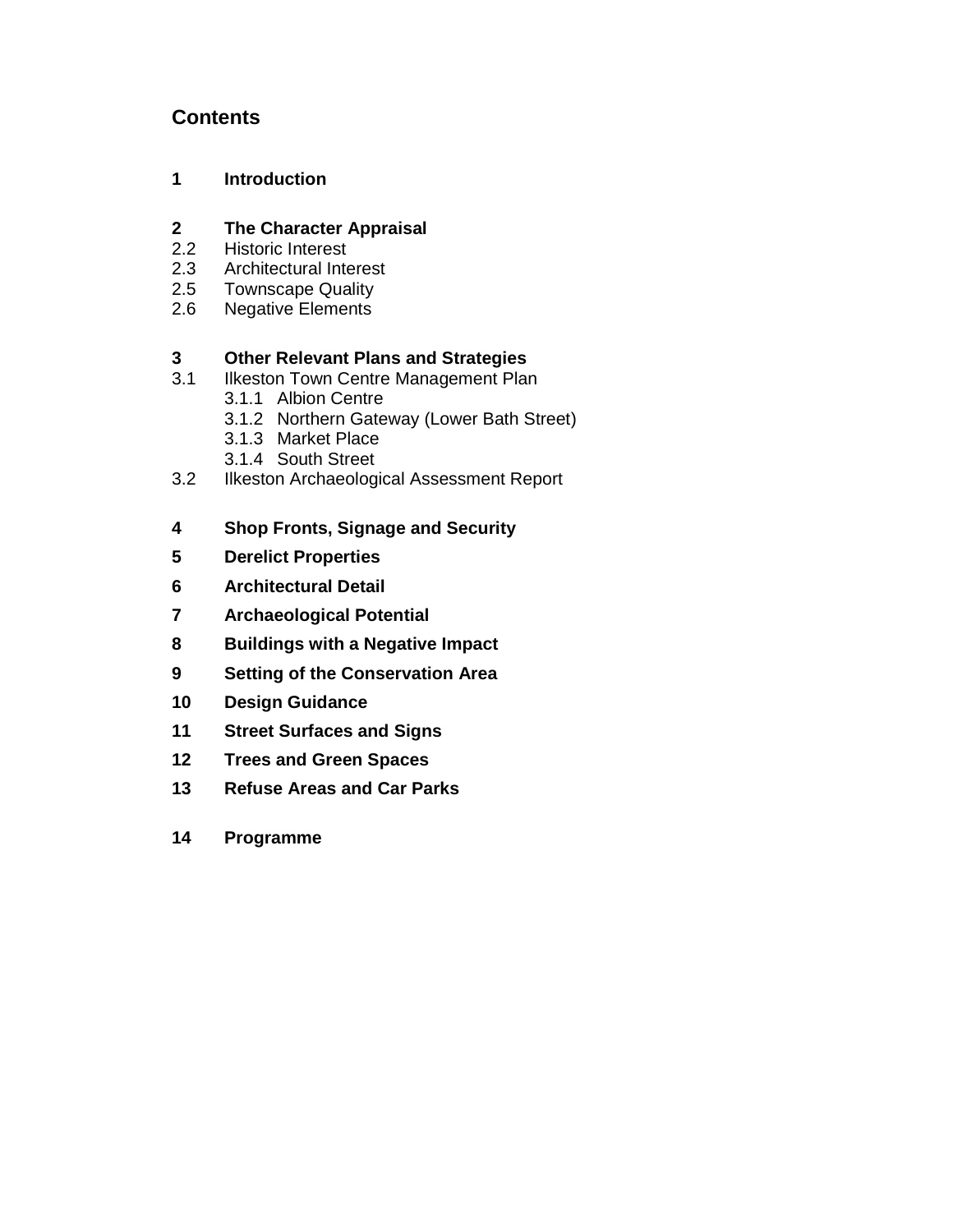## Contents

**1 Introduction**

**2 The Character Appraisal**
2.2 Historic Interest
2.3 Architectural Interest
2.5 Townscape Quality
2.6 Negative Elements

**3 Other Relevant Plans and Strategies**
3.1 Ilkeston Town Centre Management Plan
- 3.1.1 Albion Centre
- 3.1.2 Northern Gateway (Lower Bath Street)
- 3.1.3 Market Place
- 3.1.4 South Street

3.2 Ilkeston Archaeological Assessment Report

**4 Shop Fronts, Signage and Security**

**5 Derelict Properties**

**6 Architectural Detail**

**7 Archaeological Potential**

**8 Buildings with a Negative Impact**

**9 Setting of the Conservation Area**

**10 Design Guidance**

**11 Street Surfaces and Signs**

**12 Trees and Green Spaces**

**13 Refuse Areas and Car Parks**

**14 Programme**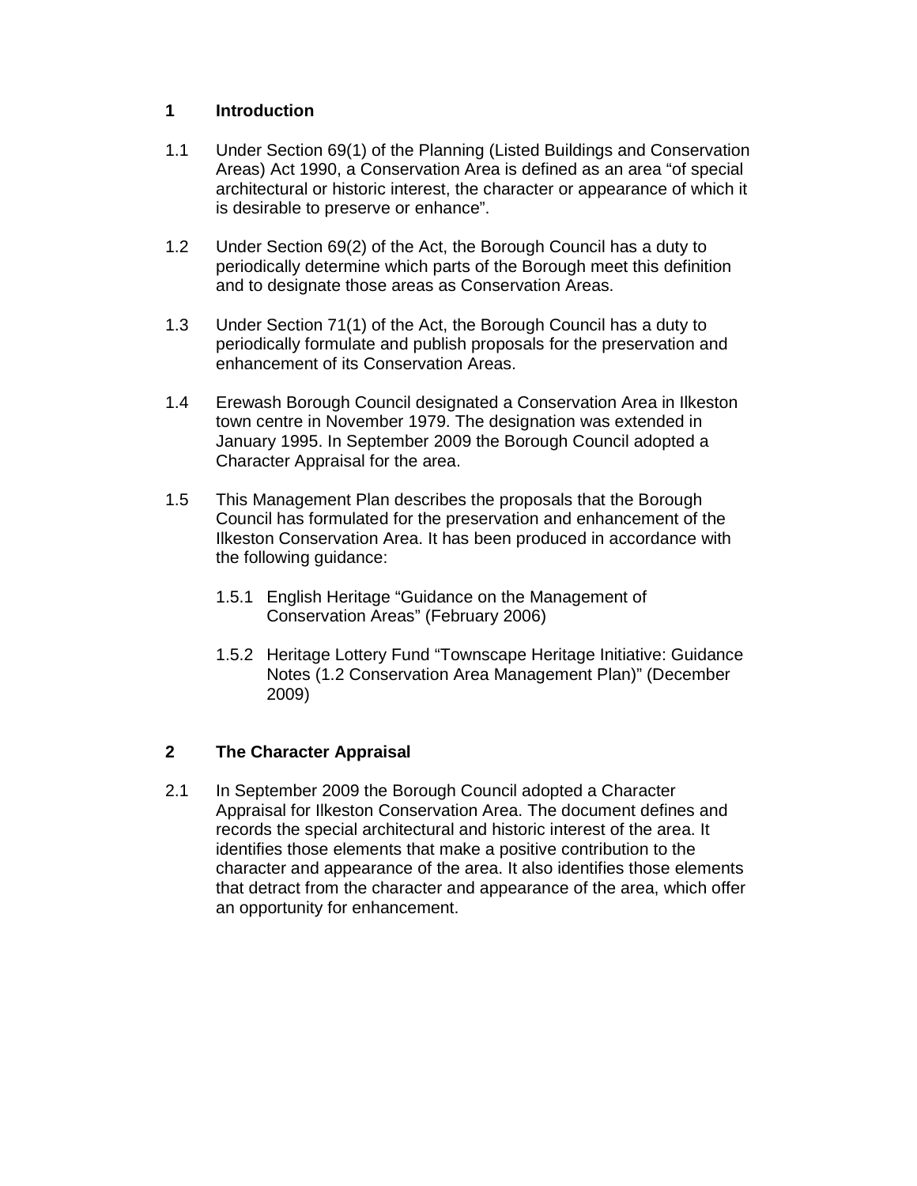## 1 Introduction

1.1 Under Section 69(1) of the Planning (Listed Buildings and Conservation Areas) Act 1990, a Conservation Area is defined as an area "of special architectural or historic interest, the character or appearance of which it is desirable to preserve or enhance".

1.2 Under Section 69(2) of the Act, the Borough Council has a duty to periodically determine which parts of the Borough meet this definition and to designate those areas as Conservation Areas.

1.3 Under Section 71(1) of the Act, the Borough Council has a duty to periodically formulate and publish proposals for the preservation and enhancement of its Conservation Areas.

1.4 Erewash Borough Council designated a Conservation Area in Ilkeston town centre in November 1979. The designation was extended in January 1995. In September 2009 the Borough Council adopted a Character Appraisal for the area.

1.5 This Management Plan describes the proposals that the Borough Council has formulated for the preservation and enhancement of the Ilkeston Conservation Area. It has been produced in accordance with the following guidance:

1.5.1 English Heritage "Guidance on the Management of Conservation Areas" (February 2006)

1.5.2 Heritage Lottery Fund "Townscape Heritage Initiative: Guidance Notes (1.2 Conservation Area Management Plan)" (December 2009)

## 2 The Character Appraisal

2.1 In September 2009 the Borough Council adopted a Character Appraisal for Ilkeston Conservation Area. The document defines and records the special architectural and historic interest of the area. It identifies those elements that make a positive contribution to the character and appearance of the area. It also identifies those elements that detract from the character and appearance of the area, which offer an opportunity for enhancement.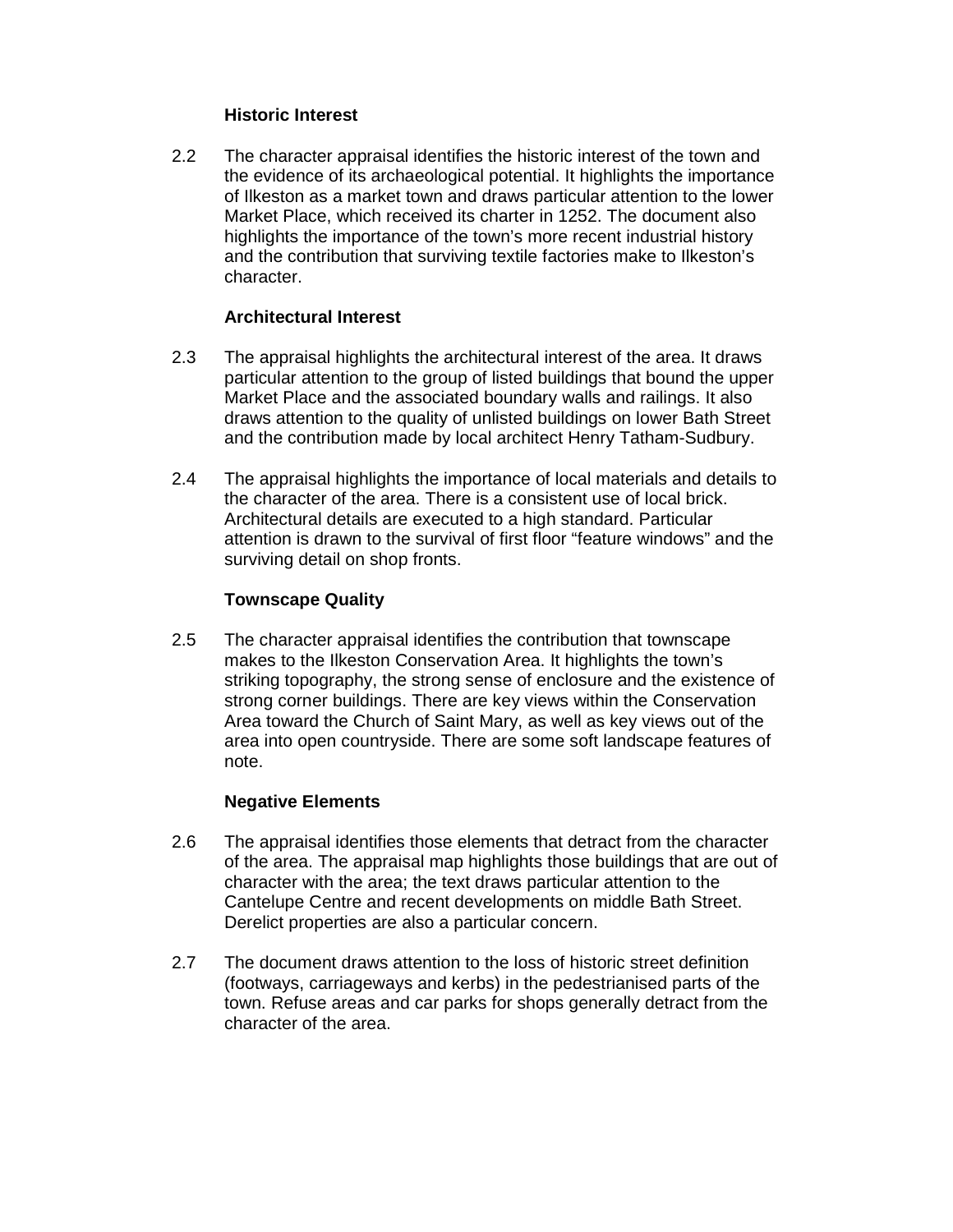### Historic Interest

2.2 The character appraisal identifies the historic interest of the town and the evidence of its archaeological potential. It highlights the importance of Ilkeston as a market town and draws particular attention to the lower Market Place, which received its charter in 1252. The document also highlights the importance of the town's more recent industrial history and the contribution that surviving textile factories make to Ilkeston's character.

### Architectural Interest

2.3 The appraisal highlights the architectural interest of the area. It draws particular attention to the group of listed buildings that bound the upper Market Place and the associated boundary walls and railings. It also draws attention to the quality of unlisted buildings on lower Bath Street and the contribution made by local architect Henry Tatham-Sudbury.

2.4 The appraisal highlights the importance of local materials and details to the character of the area. There is a consistent use of local brick. Architectural details are executed to a high standard. Particular attention is drawn to the survival of first floor "feature windows" and the surviving detail on shop fronts.

### Townscape Quality

2.5 The character appraisal identifies the contribution that townscape makes to the Ilkeston Conservation Area. It highlights the town's striking topography, the strong sense of enclosure and the existence of strong corner buildings. There are key views within the Conservation Area toward the Church of Saint Mary, as well as key views out of the area into open countryside. There are some soft landscape features of note.

### Negative Elements

2.6 The appraisal identifies those elements that detract from the character of the area. The appraisal map highlights those buildings that are out of character with the area; the text draws particular attention to the Cantelupe Centre and recent developments on middle Bath Street. Derelict properties are also a particular concern.

2.7 The document draws attention to the loss of historic street definition (footways, carriageways and kerbs) in the pedestrianised parts of the town. Refuse areas and car parks for shops generally detract from the character of the area.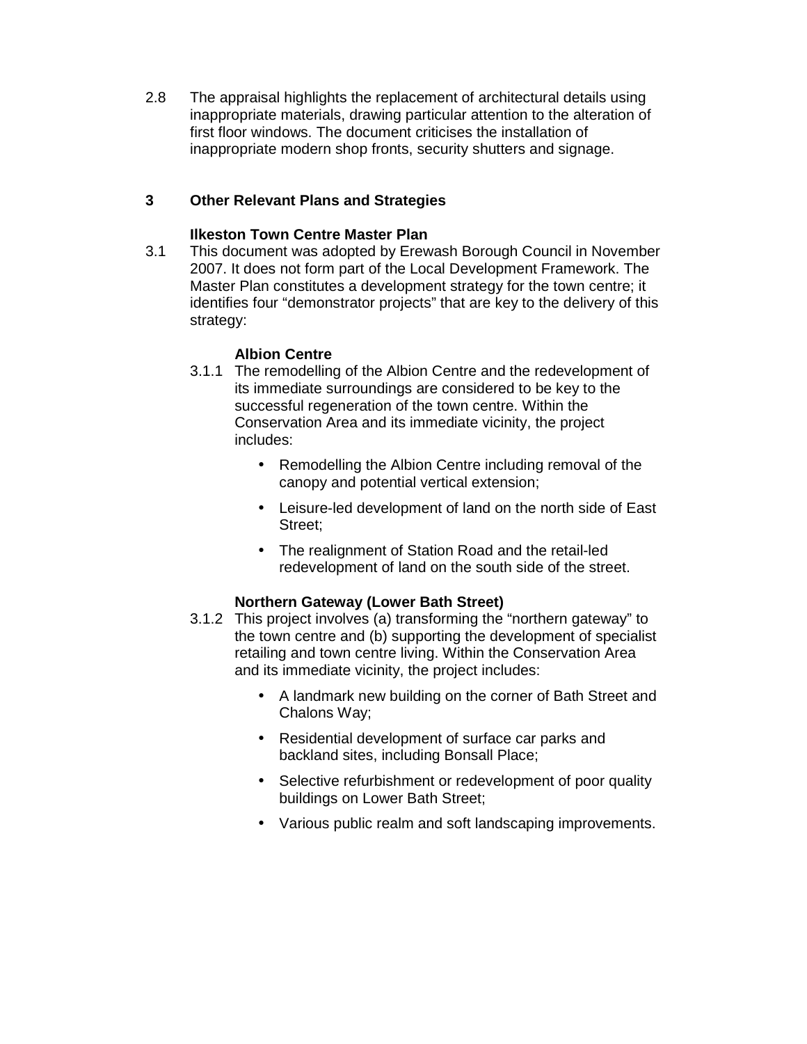2.8 The appraisal highlights the replacement of architectural details using inappropriate materials, drawing particular attention to the alteration of first floor windows. The document criticises the installation of inappropriate modern shop fronts, security shutters and signage.

## 3 Other Relevant Plans and Strategies

### Ilkeston Town Centre Master Plan

3.1 This document was adopted by Erewash Borough Council in November 2007. It does not form part of the Local Development Framework. The Master Plan constitutes a development strategy for the town centre; it identifies four "demonstrator projects" that are key to the delivery of this strategy:

#### Albion Centre

3.1.1 The remodelling of the Albion Centre and the redevelopment of its immediate surroundings are considered to be key to the successful regeneration of the town centre. Within the Conservation Area and its immediate vicinity, the project includes:

- Remodelling the Albion Centre including removal of the canopy and potential vertical extension;
- Leisure-led development of land on the north side of East Street;
- The realignment of Station Road and the retail-led redevelopment of land on the south side of the street.

#### Northern Gateway (Lower Bath Street)

3.1.2 This project involves (a) transforming the "northern gateway" to the town centre and (b) supporting the development of specialist retailing and town centre living. Within the Conservation Area and its immediate vicinity, the project includes:

- A landmark new building on the corner of Bath Street and Chalons Way;
- Residential development of surface car parks and backland sites, including Bonsall Place;
- Selective refurbishment or redevelopment of poor quality buildings on Lower Bath Street;
- Various public realm and soft landscaping improvements.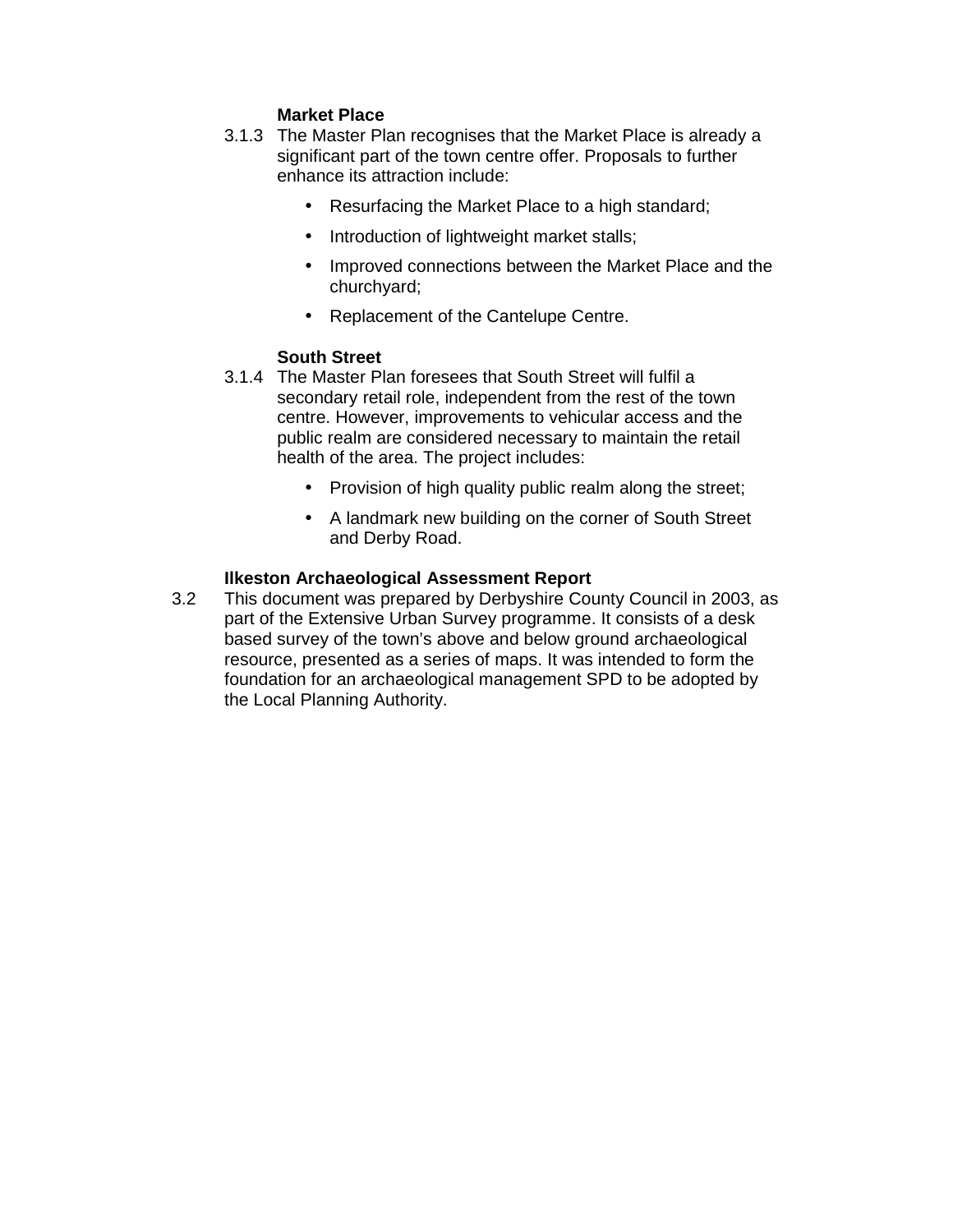**Market Place**

3.1.3 The Master Plan recognises that the Market Place is already a significant part of the town centre offer. Proposals to further enhance its attraction include:

- Resurfacing the Market Place to a high standard;
- Introduction of lightweight market stalls;
- Improved connections between the Market Place and the churchyard;
- Replacement of the Cantelupe Centre.

**South Street**

3.1.4 The Master Plan foresees that South Street will fulfil a secondary retail role, independent from the rest of the town centre. However, improvements to vehicular access and the public realm are considered necessary to maintain the retail health of the area. The project includes:

- Provision of high quality public realm along the street;
- A landmark new building on the corner of South Street and Derby Road.

**Ilkeston Archaeological Assessment Report**

3.2 This document was prepared by Derbyshire County Council in 2003, as part of the Extensive Urban Survey programme. It consists of a desk based survey of the town's above and below ground archaeological resource, presented as a series of maps. It was intended to form the foundation for an archaeological management SPD to be adopted by the Local Planning Authority.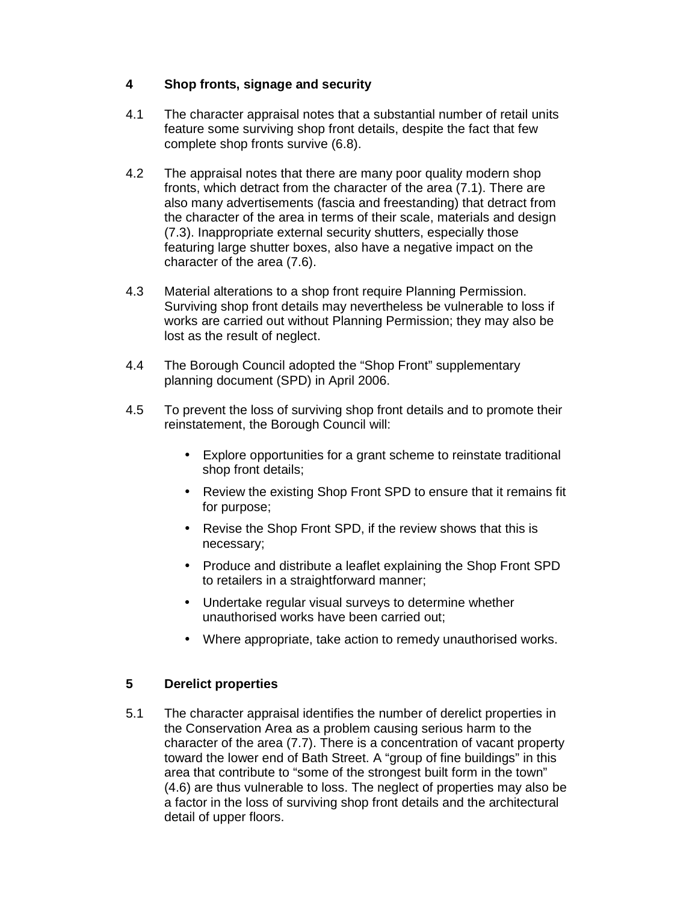## 4 Shop fronts, signage and security

4.1 The character appraisal notes that a substantial number of retail units feature some surviving shop front details, despite the fact that few complete shop fronts survive (6.8).

4.2 The appraisal notes that there are many poor quality modern shop fronts, which detract from the character of the area (7.1). There are also many advertisements (fascia and freestanding) that detract from the character of the area in terms of their scale, materials and design (7.3). Inappropriate external security shutters, especially those featuring large shutter boxes, also have a negative impact on the character of the area (7.6).

4.3 Material alterations to a shop front require Planning Permission. Surviving shop front details may nevertheless be vulnerable to loss if works are carried out without Planning Permission; they may also be lost as the result of neglect.

4.4 The Borough Council adopted the "Shop Front" supplementary planning document (SPD) in April 2006.

4.5 To prevent the loss of surviving shop front details and to promote their reinstatement, the Borough Council will:

- Explore opportunities for a grant scheme to reinstate traditional shop front details;
- Review the existing Shop Front SPD to ensure that it remains fit for purpose;
- Revise the Shop Front SPD, if the review shows that this is necessary;
- Produce and distribute a leaflet explaining the Shop Front SPD to retailers in a straightforward manner;
- Undertake regular visual surveys to determine whether unauthorised works have been carried out;
- Where appropriate, take action to remedy unauthorised works.

## 5 Derelict properties

5.1 The character appraisal identifies the number of derelict properties in the Conservation Area as a problem causing serious harm to the character of the area (7.7). There is a concentration of vacant property toward the lower end of Bath Street. A "group of fine buildings" in this area that contribute to "some of the strongest built form in the town" (4.6) are thus vulnerable to loss. The neglect of properties may also be a factor in the loss of surviving shop front details and the architectural detail of upper floors.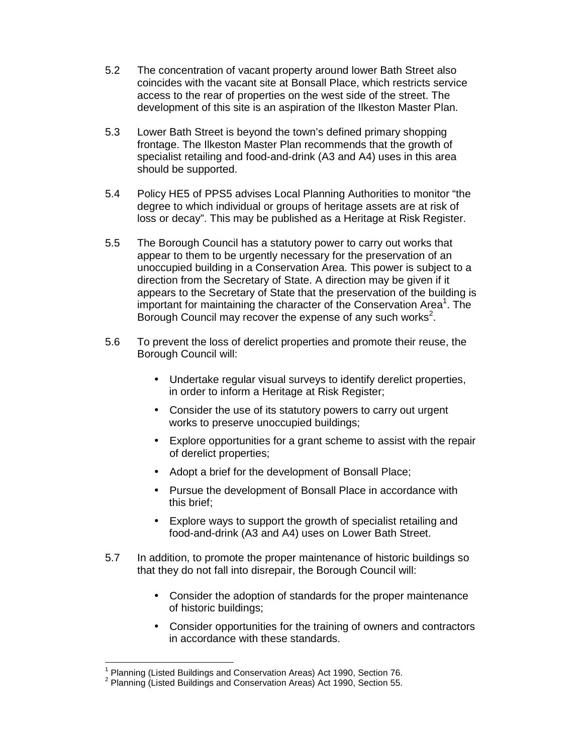5.2 The concentration of vacant property around lower Bath Street also coincides with the vacant site at Bonsall Place, which restricts service access to the rear of properties on the west side of the street. The development of this site is an aspiration of the Ilkeston Master Plan.

5.3 Lower Bath Street is beyond the town's defined primary shopping frontage. The Ilkeston Master Plan recommends that the growth of specialist retailing and food-and-drink (A3 and A4) uses in this area should be supported.

5.4 Policy HE5 of PPS5 advises Local Planning Authorities to monitor "the degree to which individual or groups of heritage assets are at risk of loss or decay". This may be published as a Heritage at Risk Register.

5.5 The Borough Council has a statutory power to carry out works that appear to them to be urgently necessary for the preservation of an unoccupied building in a Conservation Area. This power is subject to a direction from the Secretary of State. A direction may be given if it appears to the Secretary of State that the preservation of the building is important for maintaining the character of the Conservation Area[1]. The Borough Council may recover the expense of any such works[2].

5.6 To prevent the loss of derelict properties and promote their reuse, the Borough Council will:

- Undertake regular visual surveys to identify derelict properties, in order to inform a Heritage at Risk Register;
- Consider the use of its statutory powers to carry out urgent works to preserve unoccupied buildings;
- Explore opportunities for a grant scheme to assist with the repair of derelict properties;
- Adopt a brief for the development of Bonsall Place;
- Pursue the development of Bonsall Place in accordance with this brief;
- Explore ways to support the growth of specialist retailing and food-and-drink (A3 and A4) uses on Lower Bath Street.

5.7 In addition, to promote the proper maintenance of historic buildings so that they do not fall into disrepair, the Borough Council will:

- Consider the adoption of standards for the proper maintenance of historic buildings;
- Consider opportunities for the training of owners and contractors in accordance with these standards.

---

[1] Planning (Listed Buildings and Conservation Areas) Act 1990, Section 76.

[2] Planning (Listed Buildings and Conservation Areas) Act 1990, Section 55.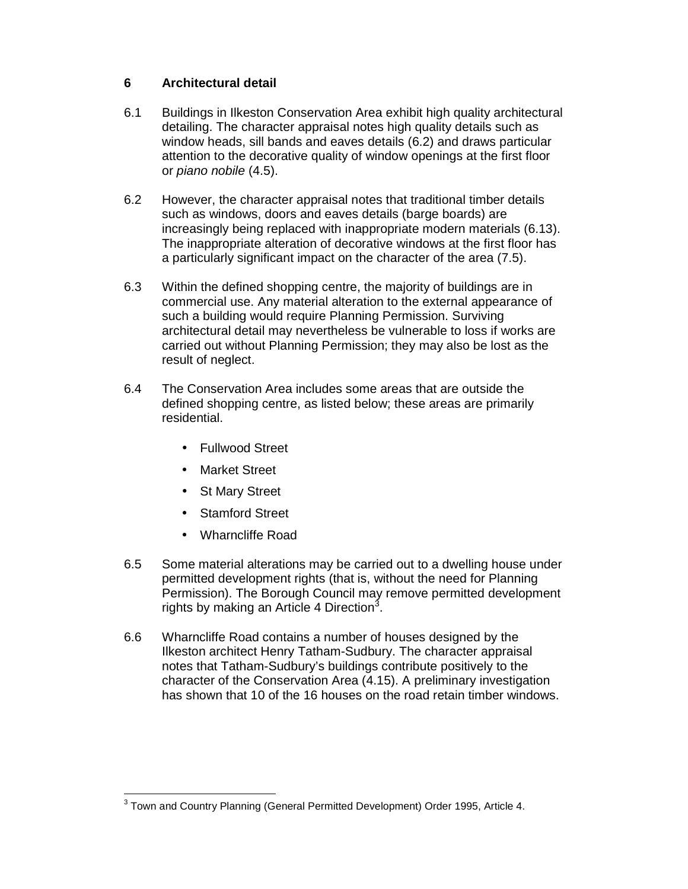## 6 Architectural detail

6.1 Buildings in Ilkeston Conservation Area exhibit high quality architectural detailing. The character appraisal notes high quality details such as window heads, sill bands and eaves details (6.2) and draws particular attention to the decorative quality of window openings at the first floor or *piano nobile* (4.5).

6.2 However, the character appraisal notes that traditional timber details such as windows, doors and eaves details (barge boards) are increasingly being replaced with inappropriate modern materials (6.13). The inappropriate alteration of decorative windows at the first floor has a particularly significant impact on the character of the area (7.5).

6.3 Within the defined shopping centre, the majority of buildings are in commercial use. Any material alteration to the external appearance of such a building would require Planning Permission. Surviving architectural detail may nevertheless be vulnerable to loss if works are carried out without Planning Permission; they may also be lost as the result of neglect.

6.4 The Conservation Area includes some areas that are outside the defined shopping centre, as listed below; these areas are primarily residential.

- Fullwood Street
- Market Street
- St Mary Street
- Stamford Street
- Wharncliffe Road

6.5 Some material alterations may be carried out to a dwelling house under permitted development rights (that is, without the need for Planning Permission). The Borough Council may remove permitted development rights by making an Article 4 Direction[3].

6.6 Wharncliffe Road contains a number of houses designed by the Ilkeston architect Henry Tatham-Sudbury. The character appraisal notes that Tatham-Sudbury's buildings contribute positively to the character of the Conservation Area (4.15). A preliminary investigation has shown that 10 of the 16 houses on the road retain timber windows.

---

[3] Town and Country Planning (General Permitted Development) Order 1995, Article 4.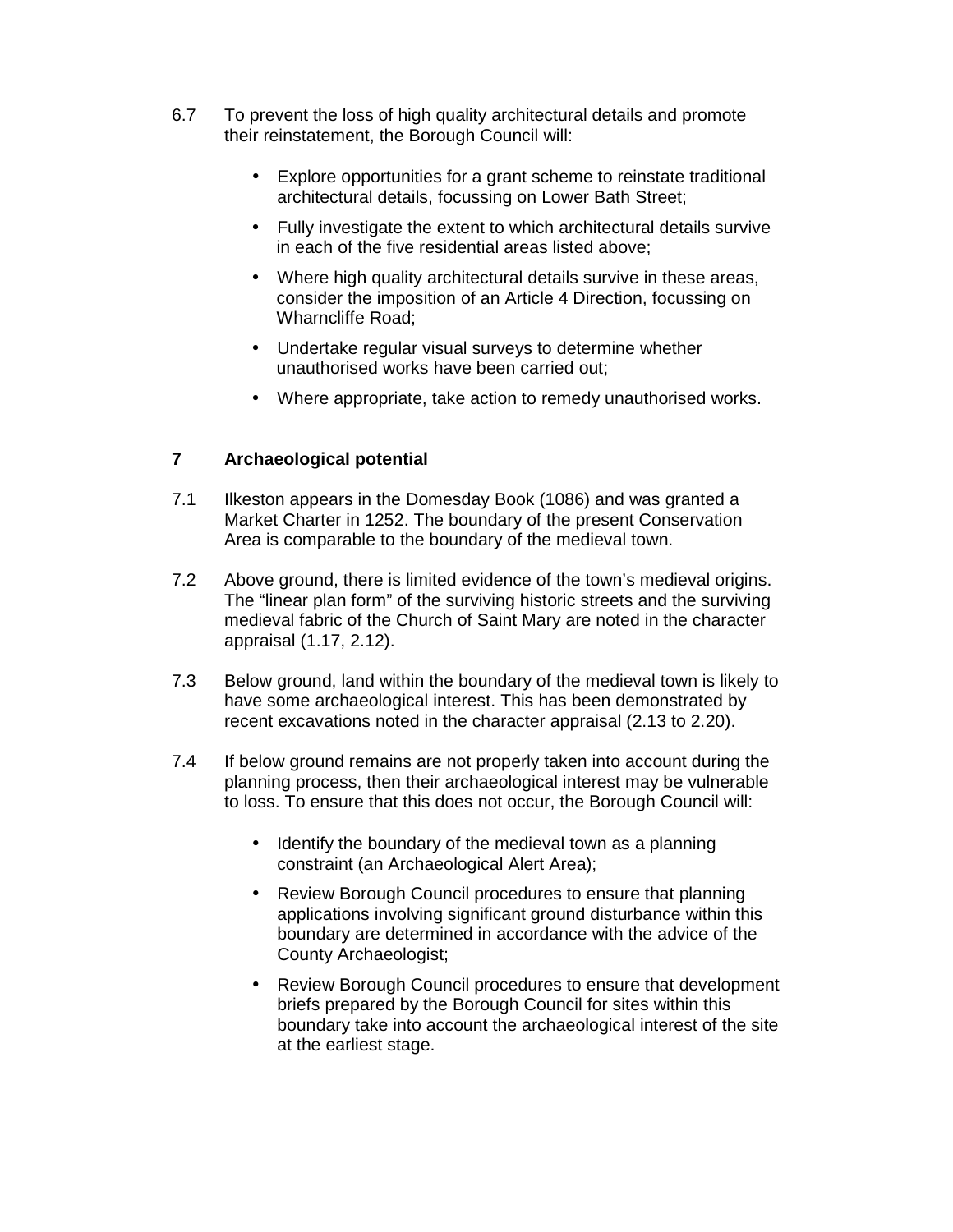6.7 To prevent the loss of high quality architectural details and promote their reinstatement, the Borough Council will:

- Explore opportunities for a grant scheme to reinstate traditional architectural details, focussing on Lower Bath Street;
- Fully investigate the extent to which architectural details survive in each of the five residential areas listed above;
- Where high quality architectural details survive in these areas, consider the imposition of an Article 4 Direction, focussing on Wharncliffe Road;
- Undertake regular visual surveys to determine whether unauthorised works have been carried out;
- Where appropriate, take action to remedy unauthorised works.

## 7 Archaeological potential

7.1 Ilkeston appears in the Domesday Book (1086) and was granted a Market Charter in 1252. The boundary of the present Conservation Area is comparable to the boundary of the medieval town.

7.2 Above ground, there is limited evidence of the town's medieval origins. The "linear plan form" of the surviving historic streets and the surviving medieval fabric of the Church of Saint Mary are noted in the character appraisal (1.17, 2.12).

7.3 Below ground, land within the boundary of the medieval town is likely to have some archaeological interest. This has been demonstrated by recent excavations noted in the character appraisal (2.13 to 2.20).

7.4 If below ground remains are not properly taken into account during the planning process, then their archaeological interest may be vulnerable to loss. To ensure that this does not occur, the Borough Council will:

- Identify the boundary of the medieval town as a planning constraint (an Archaeological Alert Area);
- Review Borough Council procedures to ensure that planning applications involving significant ground disturbance within this boundary are determined in accordance with the advice of the County Archaeologist;
- Review Borough Council procedures to ensure that development briefs prepared by the Borough Council for sites within this boundary take into account the archaeological interest of the site at the earliest stage.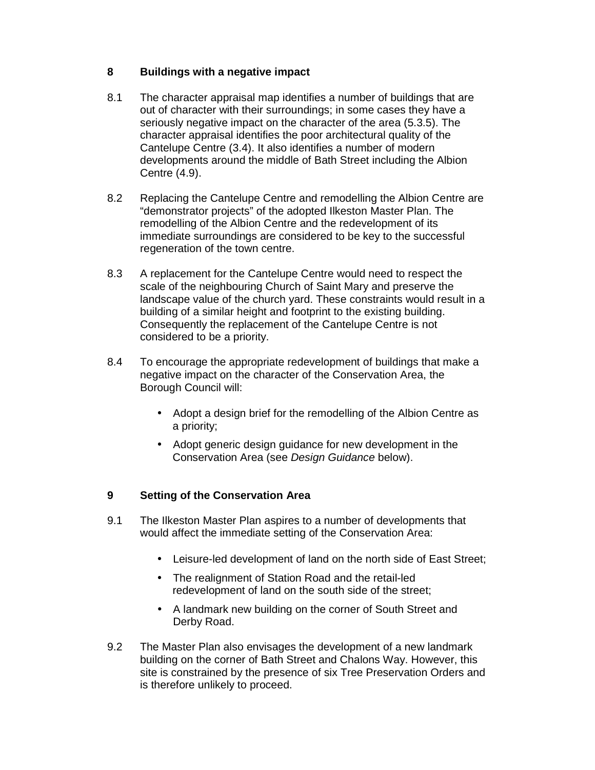## 8 Buildings with a negative impact

8.1 The character appraisal map identifies a number of buildings that are out of character with their surroundings; in some cases they have a seriously negative impact on the character of the area (5.3.5). The character appraisal identifies the poor architectural quality of the Cantelupe Centre (3.4). It also identifies a number of modern developments around the middle of Bath Street including the Albion Centre (4.9).

8.2 Replacing the Cantelupe Centre and remodelling the Albion Centre are "demonstrator projects" of the adopted Ilkeston Master Plan. The remodelling of the Albion Centre and the redevelopment of its immediate surroundings are considered to be key to the successful regeneration of the town centre.

8.3 A replacement for the Cantelupe Centre would need to respect the scale of the neighbouring Church of Saint Mary and preserve the landscape value of the church yard. These constraints would result in a building of a similar height and footprint to the existing building. Consequently the replacement of the Cantelupe Centre is not considered to be a priority.

8.4 To encourage the appropriate redevelopment of buildings that make a negative impact on the character of the Conservation Area, the Borough Council will:

- Adopt a design brief for the remodelling of the Albion Centre as a priority;
- Adopt generic design guidance for new development in the Conservation Area (see *Design Guidance* below).

## 9 Setting of the Conservation Area

9.1 The Ilkeston Master Plan aspires to a number of developments that would affect the immediate setting of the Conservation Area:

- Leisure-led development of land on the north side of East Street;
- The realignment of Station Road and the retail-led redevelopment of land on the south side of the street;
- A landmark new building on the corner of South Street and Derby Road.

9.2 The Master Plan also envisages the development of a new landmark building on the corner of Bath Street and Chalons Way. However, this site is constrained by the presence of six Tree Preservation Orders and is therefore unlikely to proceed.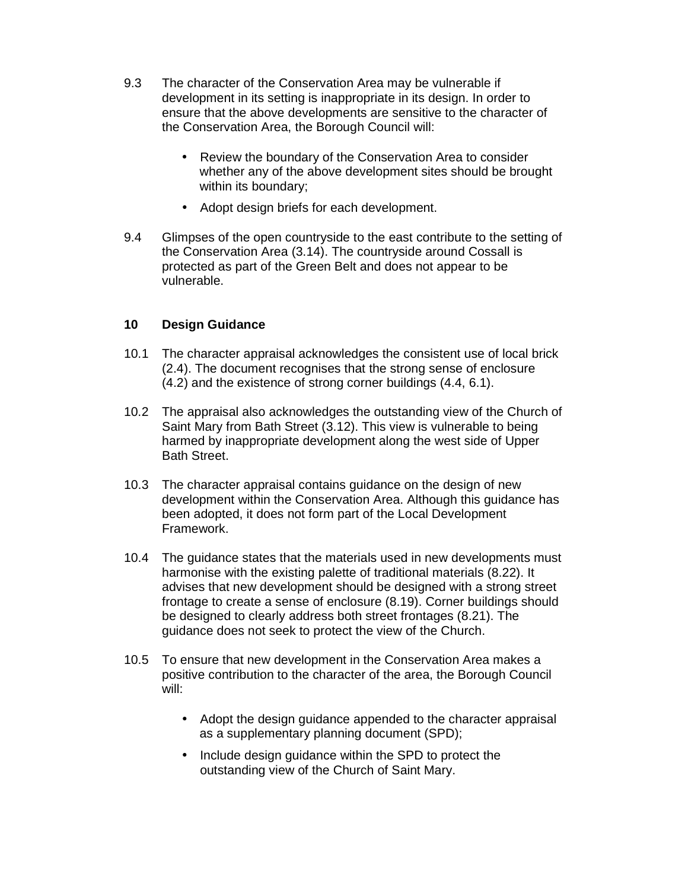9.3 The character of the Conservation Area may be vulnerable if development in its setting is inappropriate in its design. In order to ensure that the above developments are sensitive to the character of the Conservation Area, the Borough Council will:

- Review the boundary of the Conservation Area to consider whether any of the above development sites should be brought within its boundary;
- Adopt design briefs for each development.

9.4 Glimpses of the open countryside to the east contribute to the setting of the Conservation Area (3.14). The countryside around Cossall is protected as part of the Green Belt and does not appear to be vulnerable.

## 10 Design Guidance

10.1 The character appraisal acknowledges the consistent use of local brick (2.4). The document recognises that the strong sense of enclosure (4.2) and the existence of strong corner buildings (4.4, 6.1).

10.2 The appraisal also acknowledges the outstanding view of the Church of Saint Mary from Bath Street (3.12). This view is vulnerable to being harmed by inappropriate development along the west side of Upper Bath Street.

10.3 The character appraisal contains guidance on the design of new development within the Conservation Area. Although this guidance has been adopted, it does not form part of the Local Development Framework.

10.4 The guidance states that the materials used in new developments must harmonise with the existing palette of traditional materials (8.22). It advises that new development should be designed with a strong street frontage to create a sense of enclosure (8.19). Corner buildings should be designed to clearly address both street frontages (8.21). The guidance does not seek to protect the view of the Church.

10.5 To ensure that new development in the Conservation Area makes a positive contribution to the character of the area, the Borough Council will:

- Adopt the design guidance appended to the character appraisal as a supplementary planning document (SPD);
- Include design guidance within the SPD to protect the outstanding view of the Church of Saint Mary.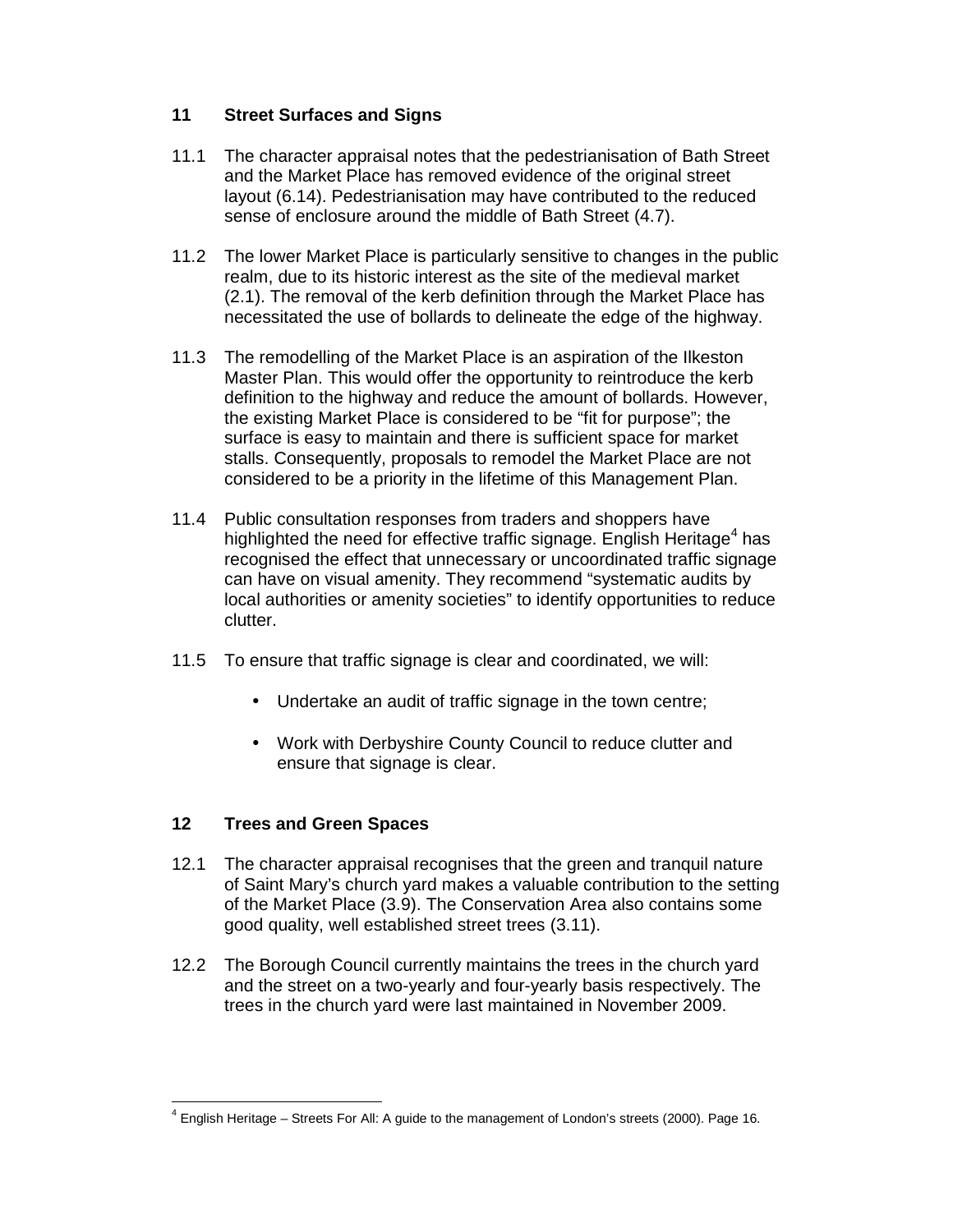## 11 Street Surfaces and Signs

11.1 The character appraisal notes that the pedestrianisation of Bath Street and the Market Place has removed evidence of the original street layout (6.14). Pedestrianisation may have contributed to the reduced sense of enclosure around the middle of Bath Street (4.7).

11.2 The lower Market Place is particularly sensitive to changes in the public realm, due to its historic interest as the site of the medieval market (2.1). The removal of the kerb definition through the Market Place has necessitated the use of bollards to delineate the edge of the highway.

11.3 The remodelling of the Market Place is an aspiration of the Ilkeston Master Plan. This would offer the opportunity to reintroduce the kerb definition to the highway and reduce the amount of bollards. However, the existing Market Place is considered to be "fit for purpose"; the surface is easy to maintain and there is sufficient space for market stalls. Consequently, proposals to remodel the Market Place are not considered to be a priority in the lifetime of this Management Plan.

11.4 Public consultation responses from traders and shoppers have highlighted the need for effective traffic signage. English Heritage[4] has recognised the effect that unnecessary or uncoordinated traffic signage can have on visual amenity. They recommend "systematic audits by local authorities or amenity societies" to identify opportunities to reduce clutter.

11.5 To ensure that traffic signage is clear and coordinated, we will:

- Undertake an audit of traffic signage in the town centre;
- Work with Derbyshire County Council to reduce clutter and ensure that signage is clear.

## 12 Trees and Green Spaces

12.1 The character appraisal recognises that the green and tranquil nature of Saint Mary's church yard makes a valuable contribution to the setting of the Market Place (3.9). The Conservation Area also contains some good quality, well established street trees (3.11).

12.2 The Borough Council currently maintains the trees in the church yard and the street on a two-yearly and four-yearly basis respectively. The trees in the church yard were last maintained in November 2009.

---

[4] English Heritage – Streets For All: A guide to the management of London's streets (2000). Page 16.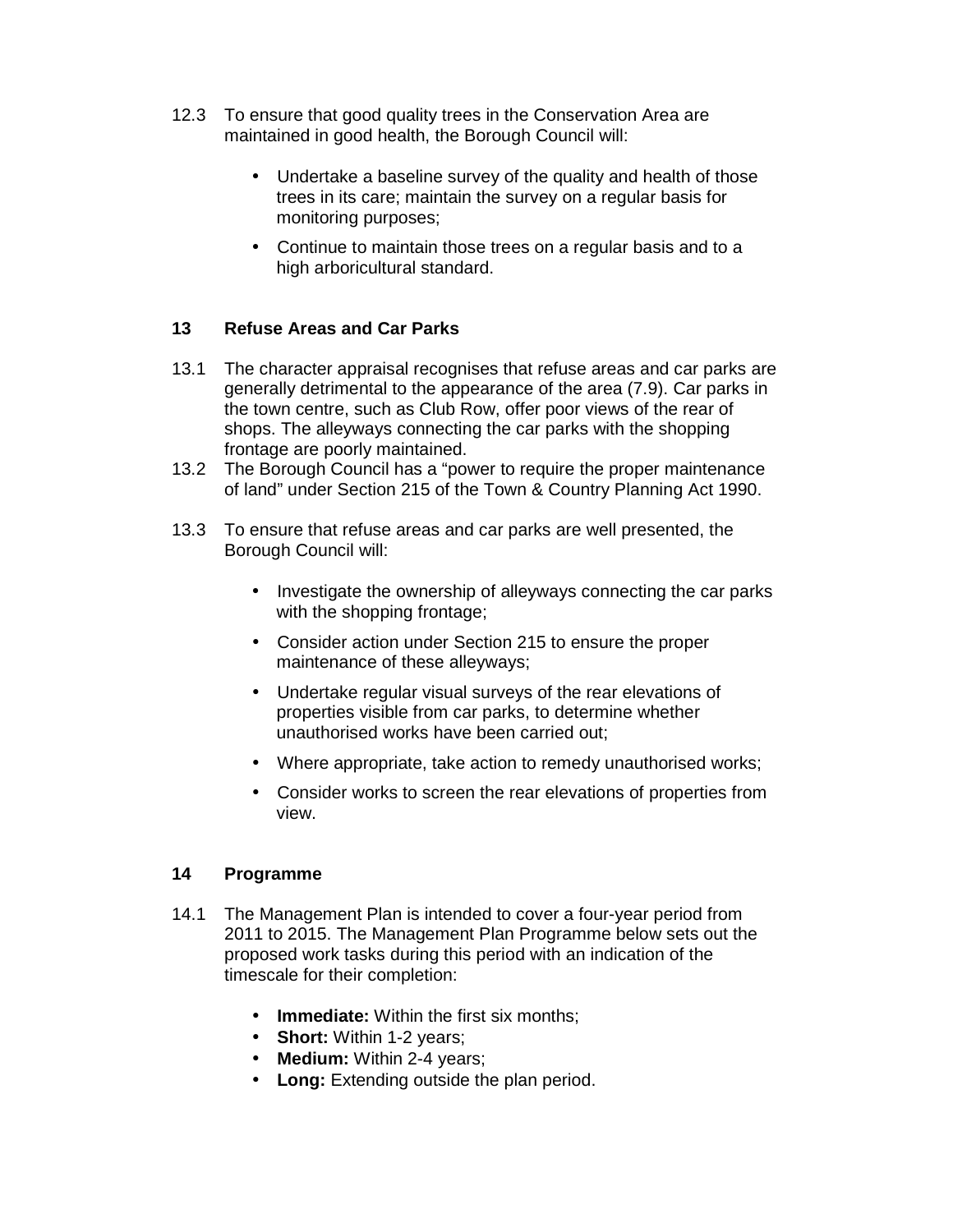12.3 To ensure that good quality trees in the Conservation Area are maintained in good health, the Borough Council will:

- Undertake a baseline survey of the quality and health of those trees in its care; maintain the survey on a regular basis for monitoring purposes;
- Continue to maintain those trees on a regular basis and to a high arboricultural standard.

## 13 Refuse Areas and Car Parks

13.1 The character appraisal recognises that refuse areas and car parks are generally detrimental to the appearance of the area (7.9). Car parks in the town centre, such as Club Row, offer poor views of the rear of shops. The alleyways connecting the car parks with the shopping frontage are poorly maintained.

13.2 The Borough Council has a "power to require the proper maintenance of land" under Section 215 of the Town & Country Planning Act 1990.

13.3 To ensure that refuse areas and car parks are well presented, the Borough Council will:

- Investigate the ownership of alleyways connecting the car parks with the shopping frontage;
- Consider action under Section 215 to ensure the proper maintenance of these alleyways;
- Undertake regular visual surveys of the rear elevations of properties visible from car parks, to determine whether unauthorised works have been carried out;
- Where appropriate, take action to remedy unauthorised works;
- Consider works to screen the rear elevations of properties from view.

## 14 Programme

14.1 The Management Plan is intended to cover a four-year period from 2011 to 2015. The Management Plan Programme below sets out the proposed work tasks during this period with an indication of the timescale for their completion:

- **Immediate:** Within the first six months;
- **Short:** Within 1-2 years;
- **Medium:** Within 2-4 years;
- **Long:** Extending outside the plan period.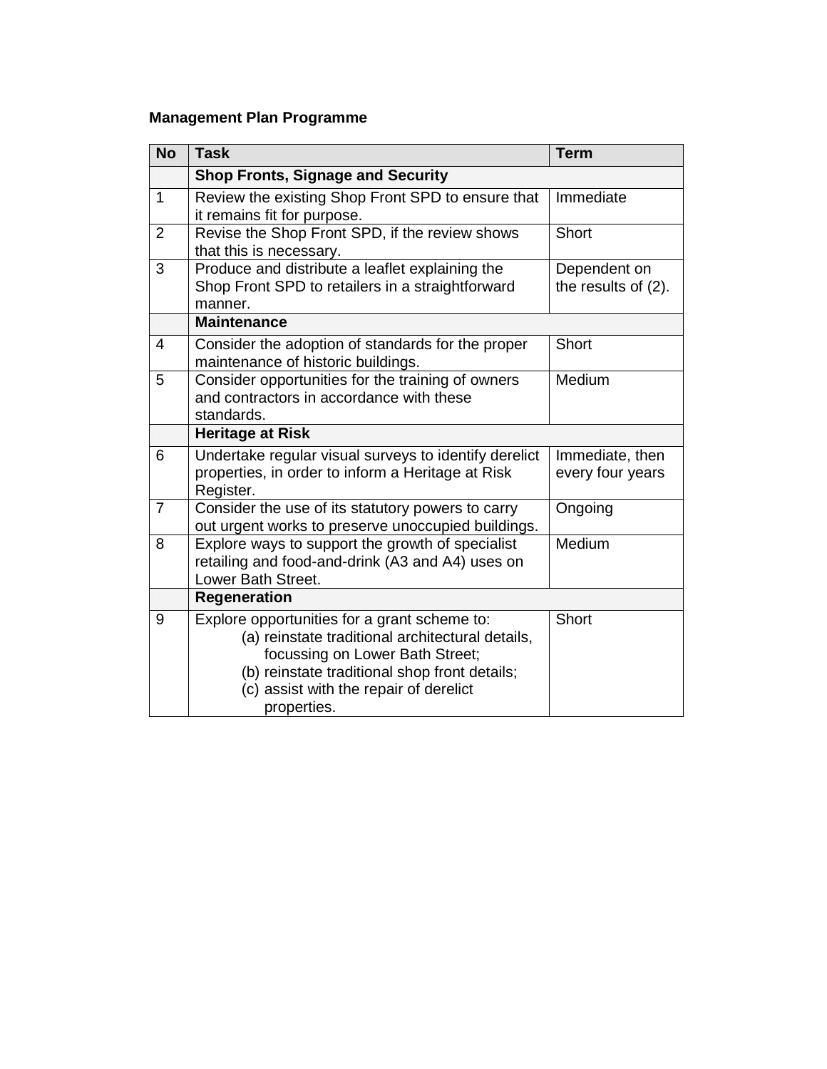**Management Plan Programme**

| No | Task | Term |
|---|---|---|
| | **Shop Fronts, Signage and Security** | |
| 1 | Review the existing Shop Front SPD to ensure that it remains fit for purpose. | Immediate |
| 2 | Revise the Shop Front SPD, if the review shows that this is necessary. | Short |
| 3 | Produce and distribute a leaflet explaining the Shop Front SPD to retailers in a straightforward manner. | Dependent on the results of (2). |
| | **Maintenance** | |
| 4 | Consider the adoption of standards for the proper maintenance of historic buildings. | Short |
| 5 | Consider opportunities for the training of owners and contractors in accordance with these standards. | Medium |
| | **Heritage at Risk** | |
| 6 | Undertake regular visual surveys to identify derelict properties, in order to inform a Heritage at Risk Register. | Immediate, then every four years |
| 7 | Consider the use of its statutory powers to carry out urgent works to preserve unoccupied buildings. | Ongoing |
| 8 | Explore ways to support the growth of specialist retailing and food-and-drink (A3 and A4) uses on Lower Bath Street. | Medium |
| | **Regeneration** | |
| 9 | Explore opportunities for a grant scheme to:<br>(a) reinstate traditional architectural details, focussing on Lower Bath Street;<br>(b) reinstate traditional shop front details;<br>(c) assist with the repair of derelict properties. | Short |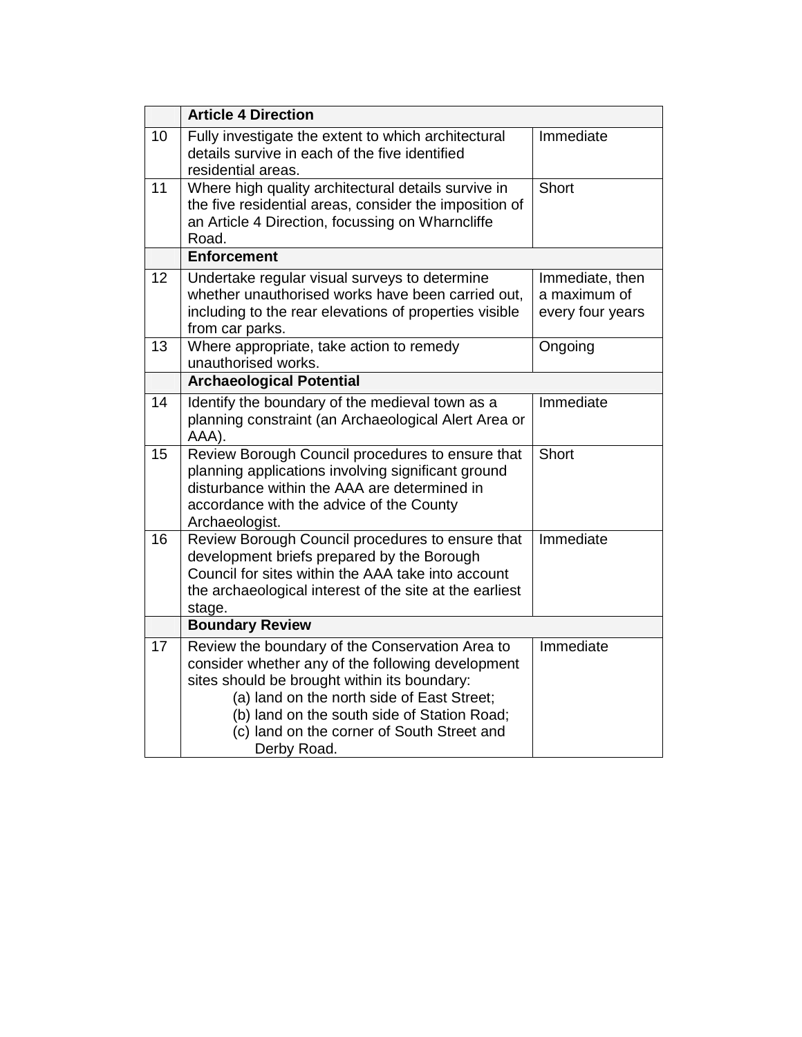| | Article 4 Direction | |
|---|---|---|
| 10 | Fully investigate the extent to which architectural details survive in each of the five identified residential areas. | Immediate |
| 11 | Where high quality architectural details survive in the five residential areas, consider the imposition of an Article 4 Direction, focussing on Wharncliffe Road. | Short |
| | **Enforcement** | |
| 12 | Undertake regular visual surveys to determine whether unauthorised works have been carried out, including to the rear elevations of properties visible from car parks. | Immediate, then a maximum of every four years |
| 13 | Where appropriate, take action to remedy unauthorised works. | Ongoing |
| | **Archaeological Potential** | |
| 14 | Identify the boundary of the medieval town as a planning constraint (an Archaeological Alert Area or AAA). | Immediate |
| 15 | Review Borough Council procedures to ensure that planning applications involving significant ground disturbance within the AAA are determined in accordance with the advice of the County Archaeologist. | Short |
| 16 | Review Borough Council procedures to ensure that development briefs prepared by the Borough Council for sites within the AAA take into account the archaeological interest of the site at the earliest stage. | Immediate |
| | **Boundary Review** | |
| 17 | Review the boundary of the Conservation Area to consider whether any of the following development sites should be brought within its boundary:<br>(a) land on the north side of East Street;<br>(b) land on the south side of Station Road;<br>(c) land on the corner of South Street and Derby Road. | Immediate |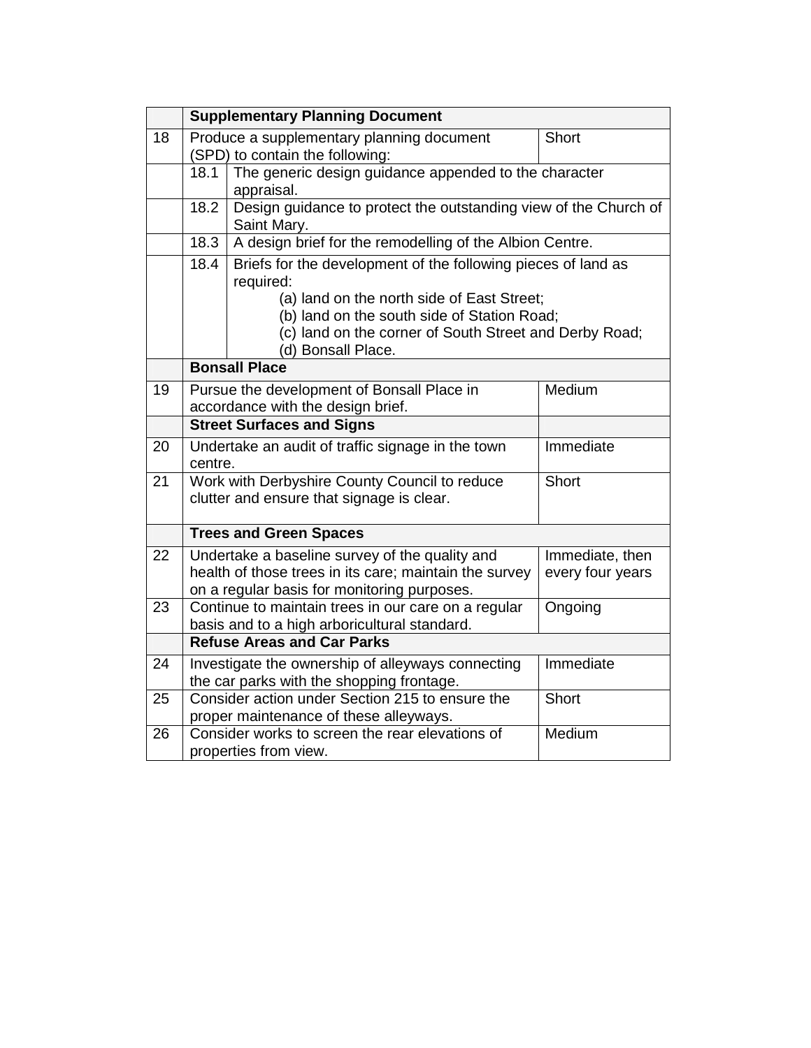| | | | |
|---|---|---|---|
| | **Supplementary Planning Document** | | |
| 18 | Produce a supplementary planning document (SPD) to contain the following: | | Short |
| | 18.1 | The generic design guidance appended to the character appraisal. | |
| | 18.2 | Design guidance to protect the outstanding view of the Church of Saint Mary. | |
| | 18.3 | A design brief for the remodelling of the Albion Centre. | |
| | 18.4 | Briefs for the development of the following pieces of land as required:<br>(a) land on the north side of East Street;<br>(b) land on the south side of Station Road;<br>(c) land on the corner of South Street and Derby Road;<br>(d) Bonsall Place. | |
| | **Bonsall Place** | | |
| 19 | Pursue the development of Bonsall Place in accordance with the design brief. | | Medium |
| | **Street Surfaces and Signs** | | |
| 20 | Undertake an audit of traffic signage in the town centre. | | Immediate |
| 21 | Work with Derbyshire County Council to reduce clutter and ensure that signage is clear. | | Short |
| | **Trees and Green Spaces** | | |
| 22 | Undertake a baseline survey of the quality and health of those trees in its care; maintain the survey on a regular basis for monitoring purposes. | | Immediate, then every four years |
| 23 | Continue to maintain trees in our care on a regular basis and to a high arboricultural standard. | | Ongoing |
| | **Refuse Areas and Car Parks** | | |
| 24 | Investigate the ownership of alleyways connecting the car parks with the shopping frontage. | | Immediate |
| 25 | Consider action under Section 215 to ensure the proper maintenance of these alleyways. | | Short |
| 26 | Consider works to screen the rear elevations of properties from view. | | Medium |